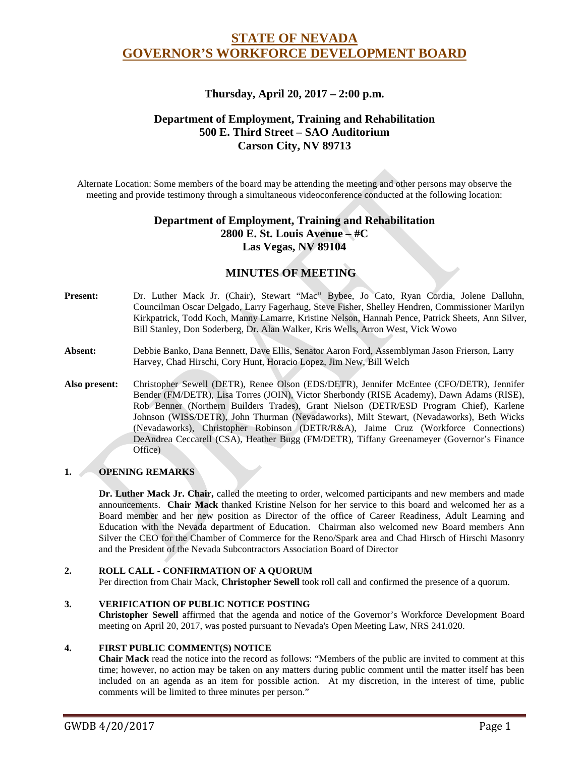# STATE OF NEVADA
# GOVERNOR'S WORKFORCE DEVELOPMENT BOARD

### Thursday, April 20, 2017 – 2:00 p.m.

### Department of Employment, Training and Rehabilitation
### 500 E. Third Street – SAO Auditorium
### Carson City, NV 89713

Alternate Location: Some members of the board may be attending the meeting and other persons may observe the meeting and provide testimony through a simultaneous videoconference conducted at the following location:

### Department of Employment, Training and Rehabilitation
### 2800 E. St. Louis Avenue – #C
### Las Vegas, NV 89104

## MINUTES OF MEETING

**Present:** Dr. Luther Mack Jr. (Chair), Stewart "Mac" Bybee, Jo Cato, Ryan Cordia, Jolene Dalluhn, Councilman Oscar Delgado, Larry Fagerhaug, Steve Fisher, Shelley Hendren, Commissioner Marilyn Kirkpatrick, Todd Koch, Manny Lamarre, Kristine Nelson, Hannah Pence, Patrick Sheets, Ann Silver, Bill Stanley, Don Soderberg, Dr. Alan Walker, Kris Wells, Arron West, Vick Wowo

**Absent:** Debbie Banko, Dana Bennett, Dave Ellis, Senator Aaron Ford, Assemblyman Jason Frierson, Larry Harvey, Chad Hirschi, Cory Hunt, Horacio Lopez, Jim New, Bill Welch

**Also present:** Christopher Sewell (DETR), Renee Olson (EDS/DETR), Jennifer McEntee (CFO/DETR), Jennifer Bender (FM/DETR), Lisa Torres (JOIN), Victor Sherbondy (RISE Academy), Dawn Adams (RISE), Rob Benner (Northern Builders Trades), Grant Nielson (DETR/ESD Program Chief), Karlene Johnson (WISS/DETR), John Thurman (Nevadaworks), Milt Stewart, (Nevadaworks), Beth Wicks (Nevadaworks), Christopher Robinson (DETR/R&A), Jaime Cruz (Workforce Connections) DeAndrea Ceccarell (CSA), Heather Bugg (FM/DETR), Tiffany Greenameyer (Governor's Finance Office)

**1. OPENING REMARKS**

**Dr. Luther Mack Jr. Chair,** called the meeting to order, welcomed participants and new members and made announcements. **Chair Mack** thanked Kristine Nelson for her service to this board and welcomed her as a Board member and her new position as Director of the office of Career Readiness, Adult Learning and Education with the Nevada department of Education. Chairman also welcomed new Board members Ann Silver the CEO for the Chamber of Commerce for the Reno/Spark area and Chad Hirsch of Hirschi Masonry and the President of the Nevada Subcontractors Association Board of Director

**2. ROLL CALL - CONFIRMATION OF A QUORUM**

Per direction from Chair Mack, **Christopher Sewell** took roll call and confirmed the presence of a quorum.

**3. VERIFICATION OF PUBLIC NOTICE POSTING**

**Christopher Sewell** affirmed that the agenda and notice of the Governor's Workforce Development Board meeting on April 20, 2017, was posted pursuant to Nevada's Open Meeting Law, NRS 241.020.

**4. FIRST PUBLIC COMMENT(S) NOTICE**

**Chair Mack** read the notice into the record as follows: "Members of the public are invited to comment at this time; however, no action may be taken on any matters during public comment until the matter itself has been included on an agenda as an item for possible action. At my discretion, in the interest of time, public comments will be limited to three minutes per person."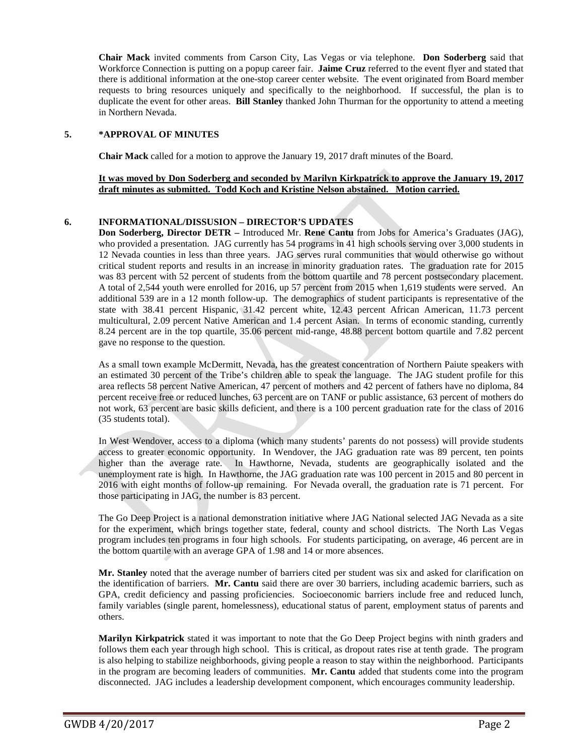**Chair Mack** invited comments from Carson City, Las Vegas or via telephone. **Don Soderberg** said that Workforce Connection is putting on a popup career fair. **Jaime Cruz** referred to the event flyer and stated that there is additional information at the one-stop career center website. The event originated from Board member requests to bring resources uniquely and specifically to the neighborhood. If successful, the plan is to duplicate the event for other areas. **Bill Stanley** thanked John Thurman for the opportunity to attend a meeting in Northern Nevada.

## 5. *APPROVAL OF MINUTES

**Chair Mack** called for a motion to approve the January 19, 2017 draft minutes of the Board.

**It was moved by Don Soderberg and seconded by Marilyn Kirkpatrick to approve the January 19, 2017 draft minutes as submitted. Todd Koch and Kristine Nelson abstained. Motion carried.**

## 6. INFORMATIONAL/DISSUSION – DIRECTOR'S UPDATES

**Don Soderberg, Director DETR –** Introduced Mr. **Rene Cantu** from Jobs for America's Graduates (JAG), who provided a presentation. JAG currently has 54 programs in 41 high schools serving over 3,000 students in 12 Nevada counties in less than three years. JAG serves rural communities that would otherwise go without critical student reports and results in an increase in minority graduation rates. The graduation rate for 2015 was 83 percent with 52 percent of students from the bottom quartile and 78 percent postsecondary placement. A total of 2,544 youth were enrolled for 2016, up 57 percent from 2015 when 1,619 students were served. An additional 539 are in a 12 month follow-up. The demographics of student participants is representative of the state with 38.41 percent Hispanic, 31.42 percent white, 12.43 percent African American, 11.73 percent multicultural, 2.09 percent Native American and 1.4 percent Asian. In terms of economic standing, currently 8.24 percent are in the top quartile, 35.06 percent mid-range, 48.88 percent bottom quartile and 7.82 percent gave no response to the question.

As a small town example McDermitt, Nevada, has the greatest concentration of Northern Paiute speakers with an estimated 30 percent of the Tribe's children able to speak the language. The JAG student profile for this area reflects 58 percent Native American, 47 percent of mothers and 42 percent of fathers have no diploma, 84 percent receive free or reduced lunches, 63 percent are on TANF or public assistance, 63 percent of mothers do not work, 63 percent are basic skills deficient, and there is a 100 percent graduation rate for the class of 2016 (35 students total).

In West Wendover, access to a diploma (which many students' parents do not possess) will provide students access to greater economic opportunity. In Wendover, the JAG graduation rate was 89 percent, ten points higher than the average rate. In Hawthorne, Nevada, students are geographically isolated and the unemployment rate is high. In Hawthorne, the JAG graduation rate was 100 percent in 2015 and 80 percent in 2016 with eight months of follow-up remaining. For Nevada overall, the graduation rate is 71 percent. For those participating in JAG, the number is 83 percent.

The Go Deep Project is a national demonstration initiative where JAG National selected JAG Nevada as a site for the experiment, which brings together state, federal, county and school districts. The North Las Vegas program includes ten programs in four high schools. For students participating, on average, 46 percent are in the bottom quartile with an average GPA of 1.98 and 14 or more absences.

**Mr. Stanley** noted that the average number of barriers cited per student was six and asked for clarification on the identification of barriers. **Mr. Cantu** said there are over 30 barriers, including academic barriers, such as GPA, credit deficiency and passing proficiencies. Socioeconomic barriers include free and reduced lunch, family variables (single parent, homelessness), educational status of parent, employment status of parents and others.

**Marilyn Kirkpatrick** stated it was important to note that the Go Deep Project begins with ninth graders and follows them each year through high school. This is critical, as dropout rates rise at tenth grade. The program is also helping to stabilize neighborhoods, giving people a reason to stay within the neighborhood. Participants in the program are becoming leaders of communities. **Mr. Cantu** added that students come into the program disconnected. JAG includes a leadership development component, which encourages community leadership.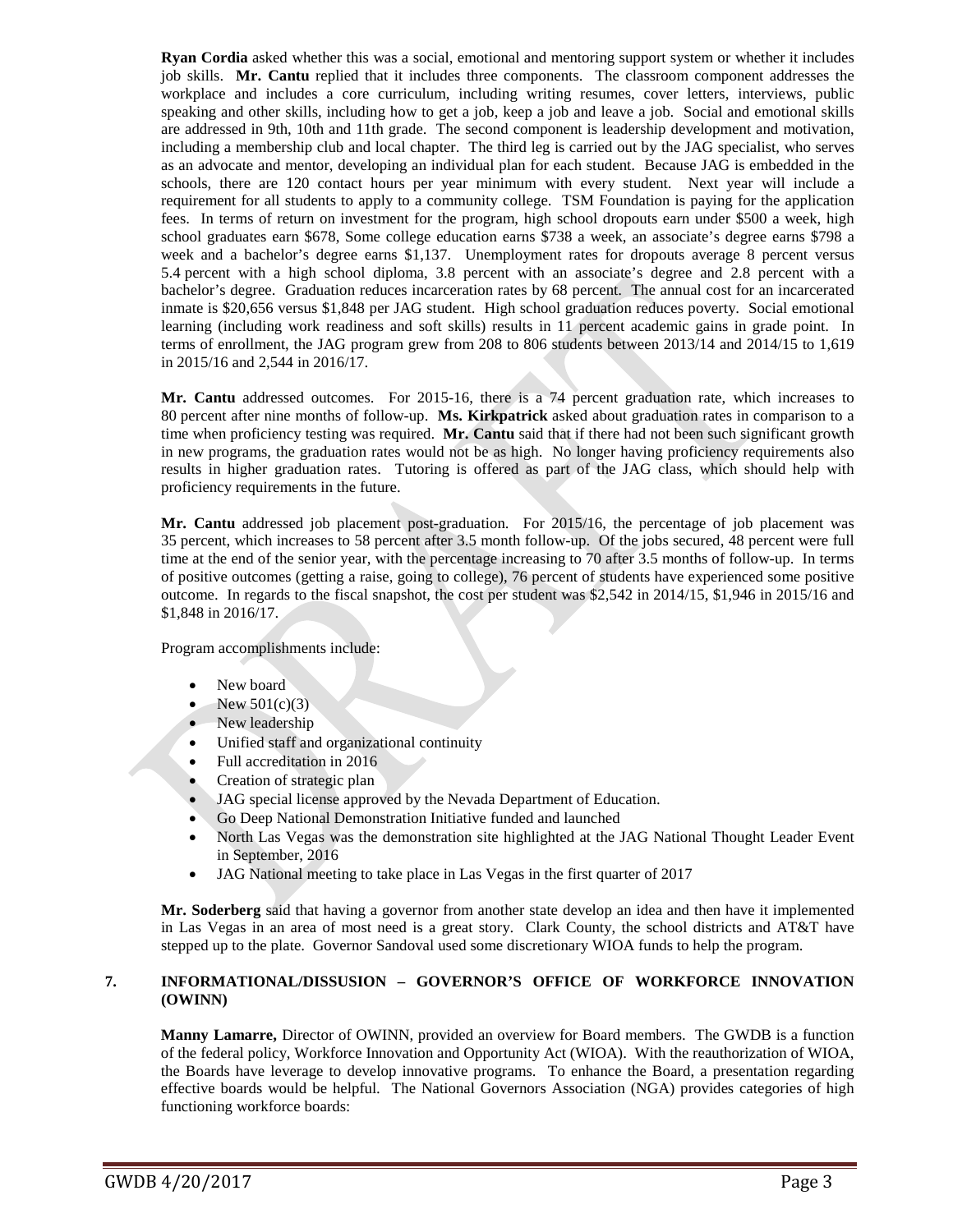**Ryan Cordia** asked whether this was a social, emotional and mentoring support system or whether it includes job skills. **Mr. Cantu** replied that it includes three components. The classroom component addresses the workplace and includes a core curriculum, including writing resumes, cover letters, interviews, public speaking and other skills, including how to get a job, keep a job and leave a job. Social and emotional skills are addressed in 9th, 10th and 11th grade. The second component is leadership development and motivation, including a membership club and local chapter. The third leg is carried out by the JAG specialist, who serves as an advocate and mentor, developing an individual plan for each student. Because JAG is embedded in the schools, there are 120 contact hours per year minimum with every student. Next year will include a requirement for all students to apply to a community college. TSM Foundation is paying for the application fees. In terms of return on investment for the program, high school dropouts earn under $500 a week, high school graduates earn $678, Some college education earns $738 a week, an associate's degree earns $798 a week and a bachelor's degree earns $1,137. Unemployment rates for dropouts average 8 percent versus 5.4 percent with a high school diploma, 3.8 percent with an associate's degree and 2.8 percent with a bachelor's degree. Graduation reduces incarceration rates by 68 percent. The annual cost for an incarcerated inmate is $20,656 versus $1,848 per JAG student. High school graduation reduces poverty. Social emotional learning (including work readiness and soft skills) results in 11 percent academic gains in grade point. In terms of enrollment, the JAG program grew from 208 to 806 students between 2013/14 and 2014/15 to 1,619 in 2015/16 and 2,544 in 2016/17.

**Mr. Cantu** addressed outcomes. For 2015-16, there is a 74 percent graduation rate, which increases to 80 percent after nine months of follow-up. **Ms. Kirkpatrick** asked about graduation rates in comparison to a time when proficiency testing was required. **Mr. Cantu** said that if there had not been such significant growth in new programs, the graduation rates would not be as high. No longer having proficiency requirements also results in higher graduation rates. Tutoring is offered as part of the JAG class, which should help with proficiency requirements in the future.

**Mr. Cantu** addressed job placement post-graduation. For 2015/16, the percentage of job placement was 35 percent, which increases to 58 percent after 3.5 month follow-up. Of the jobs secured, 48 percent were full time at the end of the senior year, with the percentage increasing to 70 after 3.5 months of follow-up. In terms of positive outcomes (getting a raise, going to college), 76 percent of students have experienced some positive outcome. In regards to the fiscal snapshot, the cost per student was $2,542 in 2014/15, $1,946 in 2015/16 and $1,848 in 2016/17.

Program accomplishments include:

- New board
- New 501(c)(3)
- New leadership
- Unified staff and organizational continuity
- Full accreditation in 2016
- Creation of strategic plan
- JAG special license approved by the Nevada Department of Education.
- Go Deep National Demonstration Initiative funded and launched
- North Las Vegas was the demonstration site highlighted at the JAG National Thought Leader Event in September, 2016
- JAG National meeting to take place in Las Vegas in the first quarter of 2017

**Mr. Soderberg** said that having a governor from another state develop an idea and then have it implemented in Las Vegas in an area of most need is a great story. Clark County, the school districts and AT&T have stepped up to the plate. Governor Sandoval used some discretionary WIOA funds to help the program.

## 7. INFORMATIONAL/DISSUSION – GOVERNOR'S OFFICE OF WORKFORCE INNOVATION (OWINN)

**Manny Lamarre,** Director of OWINN, provided an overview for Board members. The GWDB is a function of the federal policy, Workforce Innovation and Opportunity Act (WIOA). With the reauthorization of WIOA, the Boards have leverage to develop innovative programs. To enhance the Board, a presentation regarding effective boards would be helpful. The National Governors Association (NGA) provides categories of high functioning workforce boards: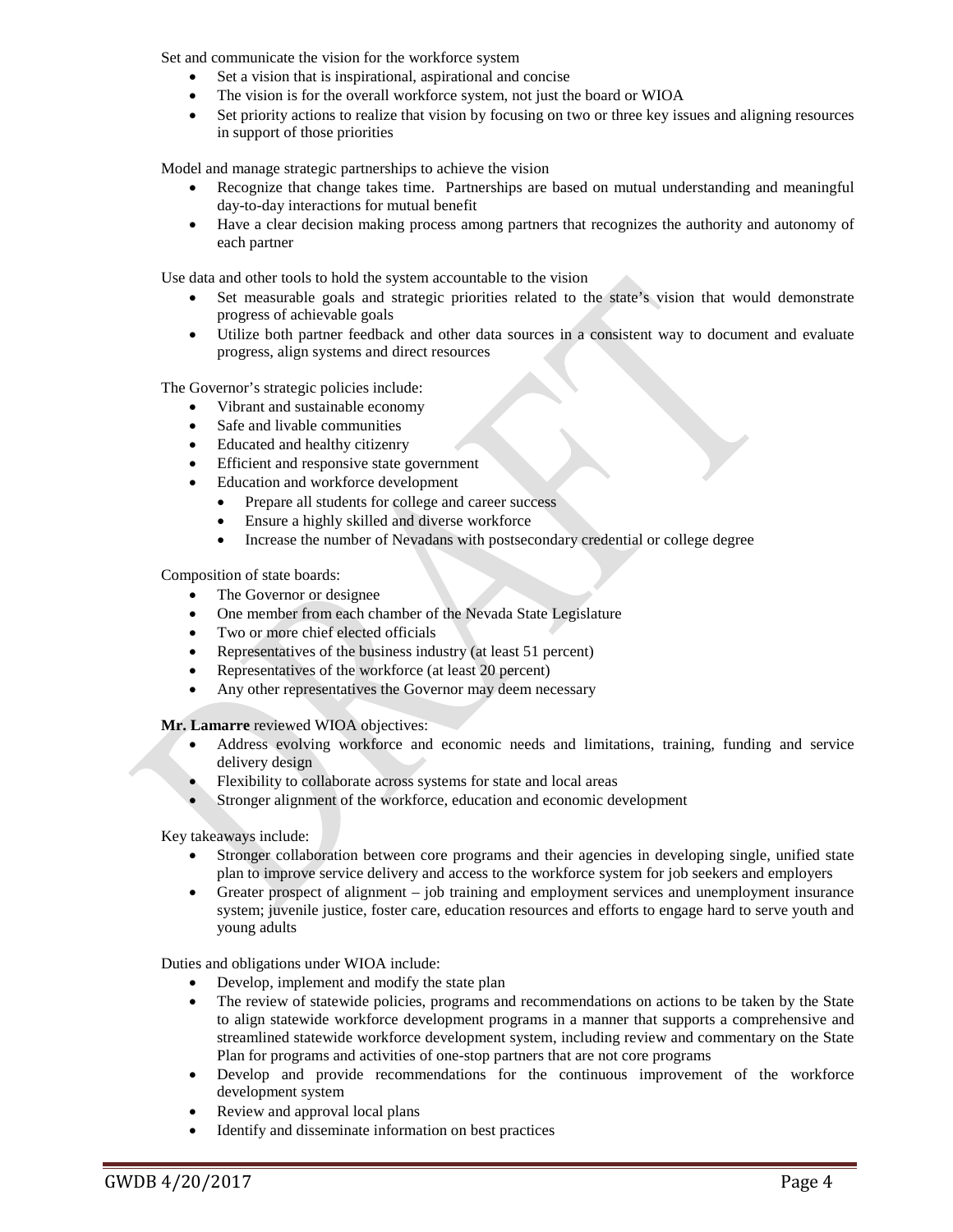Set and communicate the vision for the workforce system

- Set a vision that is inspirational, aspirational and concise
- The vision is for the overall workforce system, not just the board or WIOA
- Set priority actions to realize that vision by focusing on two or three key issues and aligning resources in support of those priorities

Model and manage strategic partnerships to achieve the vision

- Recognize that change takes time. Partnerships are based on mutual understanding and meaningful day-to-day interactions for mutual benefit
- Have a clear decision making process among partners that recognizes the authority and autonomy of each partner

Use data and other tools to hold the system accountable to the vision

- Set measurable goals and strategic priorities related to the state's vision that would demonstrate progress of achievable goals
- Utilize both partner feedback and other data sources in a consistent way to document and evaluate progress, align systems and direct resources

The Governor's strategic policies include:

- Vibrant and sustainable economy
- Safe and livable communities
- Educated and healthy citizenry
- Efficient and responsive state government
- Education and workforce development
  - Prepare all students for college and career success
  - Ensure a highly skilled and diverse workforce
  - Increase the number of Nevadans with postsecondary credential or college degree

Composition of state boards:

- The Governor or designee
- One member from each chamber of the Nevada State Legislature
- Two or more chief elected officials
- Representatives of the business industry (at least 51 percent)
- Representatives of the workforce (at least 20 percent)
- Any other representatives the Governor may deem necessary

**Mr. Lamarre** reviewed WIOA objectives:

- Address evolving workforce and economic needs and limitations, training, funding and service delivery design
- Flexibility to collaborate across systems for state and local areas
- Stronger alignment of the workforce, education and economic development

Key takeaways include:

- Stronger collaboration between core programs and their agencies in developing single, unified state plan to improve service delivery and access to the workforce system for job seekers and employers
- Greater prospect of alignment – job training and employment services and unemployment insurance system; juvenile justice, foster care, education resources and efforts to engage hard to serve youth and young adults

Duties and obligations under WIOA include:

- Develop, implement and modify the state plan
- The review of statewide policies, programs and recommendations on actions to be taken by the State to align statewide workforce development programs in a manner that supports a comprehensive and streamlined statewide workforce development system, including review and commentary on the State Plan for programs and activities of one-stop partners that are not core programs
- Develop and provide recommendations for the continuous improvement of the workforce development system
- Review and approval local plans
- Identify and disseminate information on best practices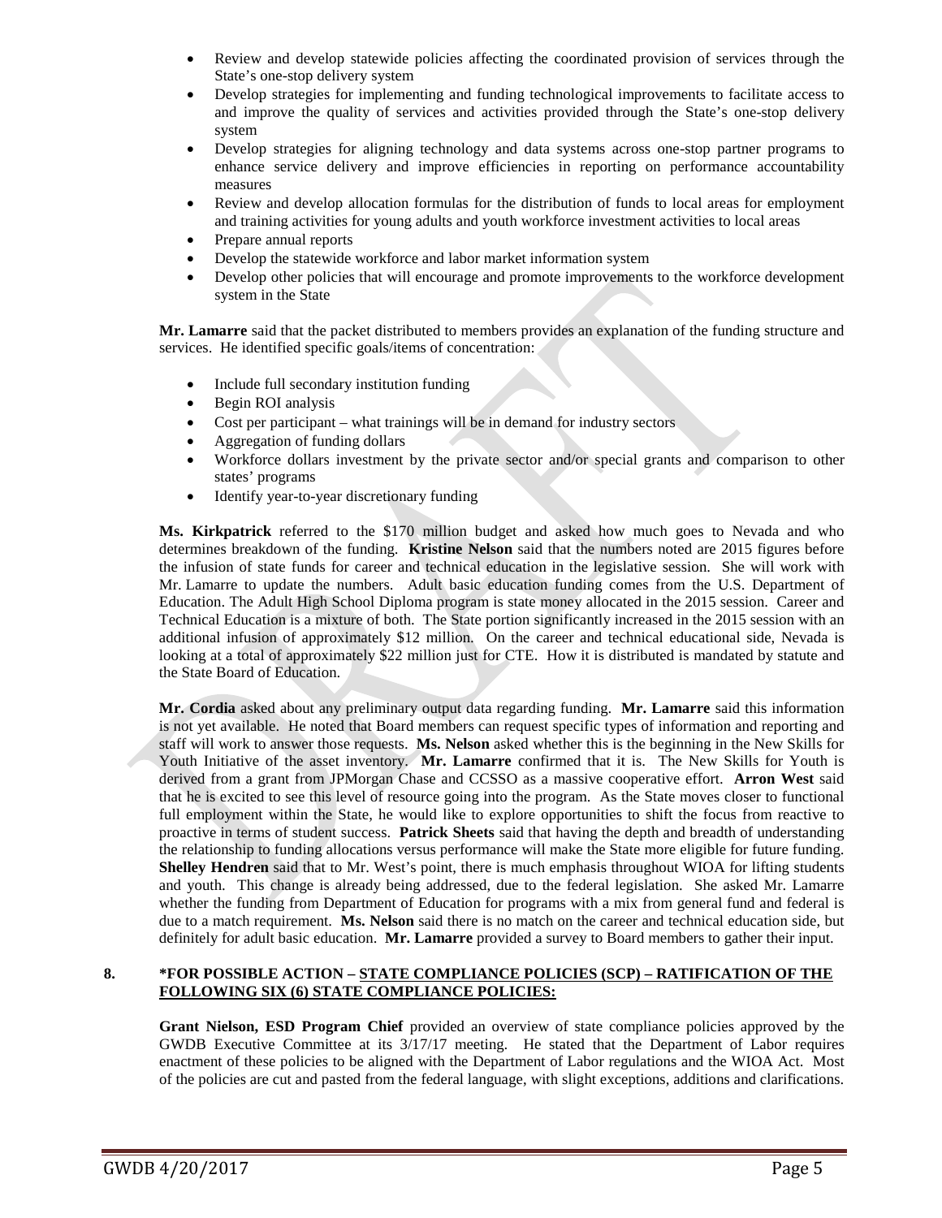- Review and develop statewide policies affecting the coordinated provision of services through the State's one-stop delivery system
- Develop strategies for implementing and funding technological improvements to facilitate access to and improve the quality of services and activities provided through the State's one-stop delivery system
- Develop strategies for aligning technology and data systems across one-stop partner programs to enhance service delivery and improve efficiencies in reporting on performance accountability measures
- Review and develop allocation formulas for the distribution of funds to local areas for employment and training activities for young adults and youth workforce investment activities to local areas
- Prepare annual reports
- Develop the statewide workforce and labor market information system
- Develop other policies that will encourage and promote improvements to the workforce development system in the State

**Mr. Lamarre** said that the packet distributed to members provides an explanation of the funding structure and services. He identified specific goals/items of concentration:

- Include full secondary institution funding
- Begin ROI analysis
- Cost per participant – what trainings will be in demand for industry sectors
- Aggregation of funding dollars
- Workforce dollars investment by the private sector and/or special grants and comparison to other states' programs
- Identify year-to-year discretionary funding

**Ms. Kirkpatrick** referred to the $170 million budget and asked how much goes to Nevada and who determines breakdown of the funding. **Kristine Nelson** said that the numbers noted are 2015 figures before the infusion of state funds for career and technical education in the legislative session. She will work with Mr. Lamarre to update the numbers. Adult basic education funding comes from the U.S. Department of Education. The Adult High School Diploma program is state money allocated in the 2015 session. Career and Technical Education is a mixture of both. The State portion significantly increased in the 2015 session with an additional infusion of approximately $12 million. On the career and technical educational side, Nevada is looking at a total of approximately $22 million just for CTE. How it is distributed is mandated by statute and the State Board of Education.

**Mr. Cordia** asked about any preliminary output data regarding funding. **Mr. Lamarre** said this information is not yet available. He noted that Board members can request specific types of information and reporting and staff will work to answer those requests. **Ms. Nelson** asked whether this is the beginning in the New Skills for Youth Initiative of the asset inventory. **Mr. Lamarre** confirmed that it is. The New Skills for Youth is derived from a grant from JPMorgan Chase and CCSSO as a massive cooperative effort. **Arron West** said that he is excited to see this level of resource going into the program. As the State moves closer to functional full employment within the State, he would like to explore opportunities to shift the focus from reactive to proactive in terms of student success. **Patrick Sheets** said that having the depth and breadth of understanding the relationship to funding allocations versus performance will make the State more eligible for future funding. **Shelley Hendren** said that to Mr. West's point, there is much emphasis throughout WIOA for lifting students and youth. This change is already being addressed, due to the federal legislation. She asked Mr. Lamarre whether the funding from Department of Education for programs with a mix from general fund and federal is due to a match requirement. **Ms. Nelson** said there is no match on the career and technical education side, but definitely for adult basic education. **Mr. Lamarre** provided a survey to Board members to gather their input.

**8. *FOR POSSIBLE ACTION – STATE COMPLIANCE POLICIES (SCP) – RATIFICATION OF THE FOLLOWING SIX (6) STATE COMPLIANCE POLICIES:**

**Grant Nielson, ESD Program Chief** provided an overview of state compliance policies approved by the GWDB Executive Committee at its 3/17/17 meeting. He stated that the Department of Labor requires enactment of these policies to be aligned with the Department of Labor regulations and the WIOA Act. Most of the policies are cut and pasted from the federal language, with slight exceptions, additions and clarifications.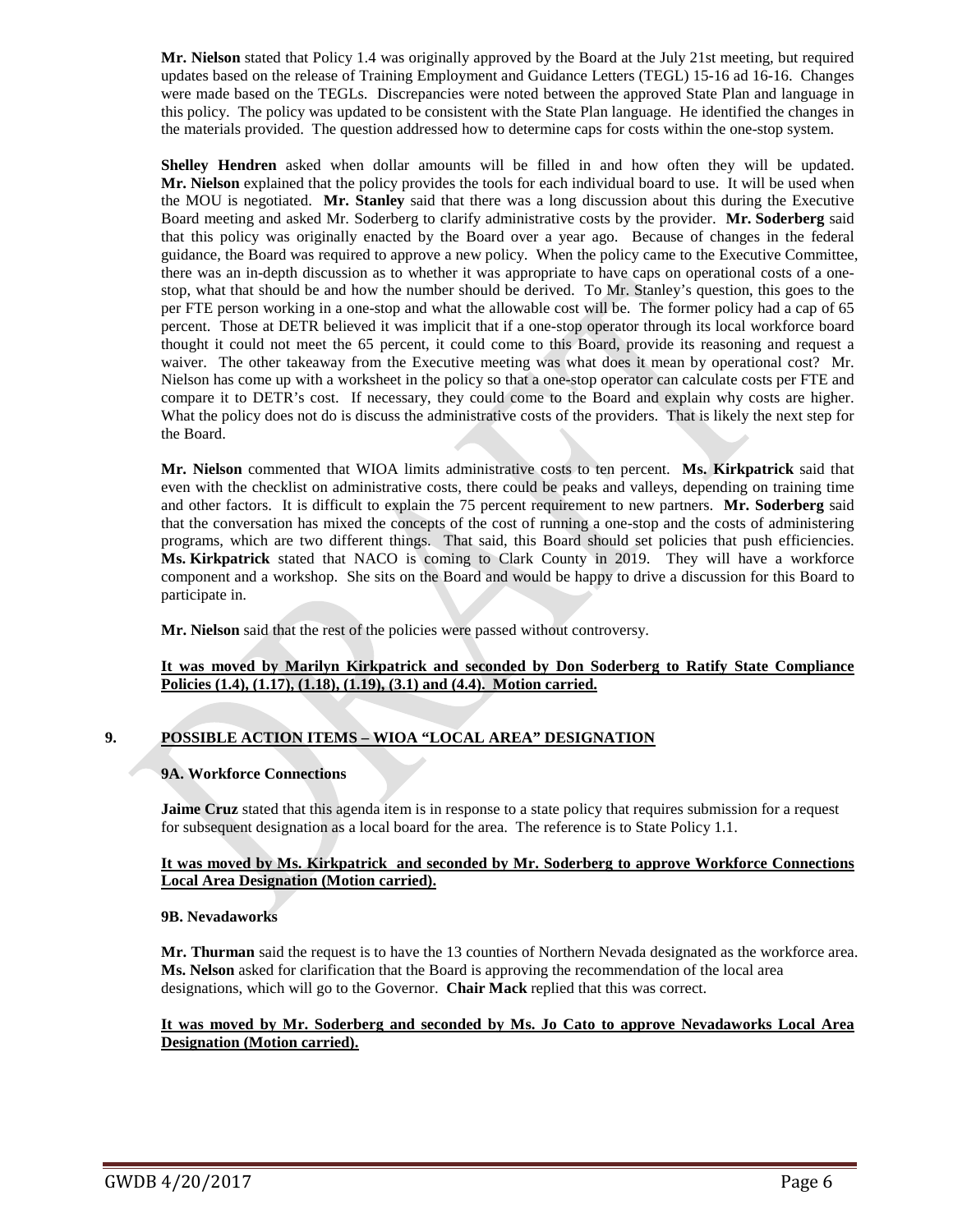**Mr. Nielson** stated that Policy 1.4 was originally approved by the Board at the July 21st meeting, but required updates based on the release of Training Employment and Guidance Letters (TEGL) 15-16 ad 16-16. Changes were made based on the TEGLs. Discrepancies were noted between the approved State Plan and language in this policy. The policy was updated to be consistent with the State Plan language. He identified the changes in the materials provided. The question addressed how to determine caps for costs within the one-stop system.

**Shelley Hendren** asked when dollar amounts will be filled in and how often they will be updated. **Mr. Nielson** explained that the policy provides the tools for each individual board to use. It will be used when the MOU is negotiated. **Mr. Stanley** said that there was a long discussion about this during the Executive Board meeting and asked Mr. Soderberg to clarify administrative costs by the provider. **Mr. Soderberg** said that this policy was originally enacted by the Board over a year ago. Because of changes in the federal guidance, the Board was required to approve a new policy. When the policy came to the Executive Committee, there was an in-depth discussion as to whether it was appropriate to have caps on operational costs of a one-stop, what that should be and how the number should be derived. To Mr. Stanley's question, this goes to the per FTE person working in a one-stop and what the allowable cost will be. The former policy had a cap of 65 percent. Those at DETR believed it was implicit that if a one-stop operator through its local workforce board thought it could not meet the 65 percent, it could come to this Board, provide its reasoning and request a waiver. The other takeaway from the Executive meeting was what does it mean by operational cost? Mr. Nielson has come up with a worksheet in the policy so that a one-stop operator can calculate costs per FTE and compare it to DETR's cost. If necessary, they could come to the Board and explain why costs are higher. What the policy does not do is discuss the administrative costs of the providers. That is likely the next step for the Board.

**Mr. Nielson** commented that WIOA limits administrative costs to ten percent. **Ms. Kirkpatrick** said that even with the checklist on administrative costs, there could be peaks and valleys, depending on training time and other factors. It is difficult to explain the 75 percent requirement to new partners. **Mr. Soderberg** said that the conversation has mixed the concepts of the cost of running a one-stop and the costs of administering programs, which are two different things. That said, this Board should set policies that push efficiencies. **Ms. Kirkpatrick** stated that NACO is coming to Clark County in 2019. They will have a workforce component and a workshop. She sits on the Board and would be happy to drive a discussion for this Board to participate in.

**Mr. Nielson** said that the rest of the policies were passed without controversy.

**<u>It was moved by Marilyn Kirkpatrick and seconded by Don Soderberg to Ratify State Compliance Policies (1.4), (1.17), (1.18), (1.19), (3.1) and (4.4). Motion carried.</u>**

## 9. POSSIBLE ACTION ITEMS – WIOA "LOCAL AREA" DESIGNATION

### 9A. Workforce Connections

**Jaime Cruz** stated that this agenda item is in response to a state policy that requires submission for a request for subsequent designation as a local board for the area. The reference is to State Policy 1.1.

**<u>It was moved by Ms. Kirkpatrick and seconded by Mr. Soderberg to approve Workforce Connections Local Area Designation (Motion carried).</u>**

### 9B. Nevadaworks

**Mr. Thurman** said the request is to have the 13 counties of Northern Nevada designated as the workforce area. **Ms. Nelson** asked for clarification that the Board is approving the recommendation of the local area designations, which will go to the Governor. **Chair Mack** replied that this was correct.

**<u>It was moved by Mr. Soderberg and seconded by Ms. Jo Cato to approve Nevadaworks Local Area Designation (Motion carried).</u>**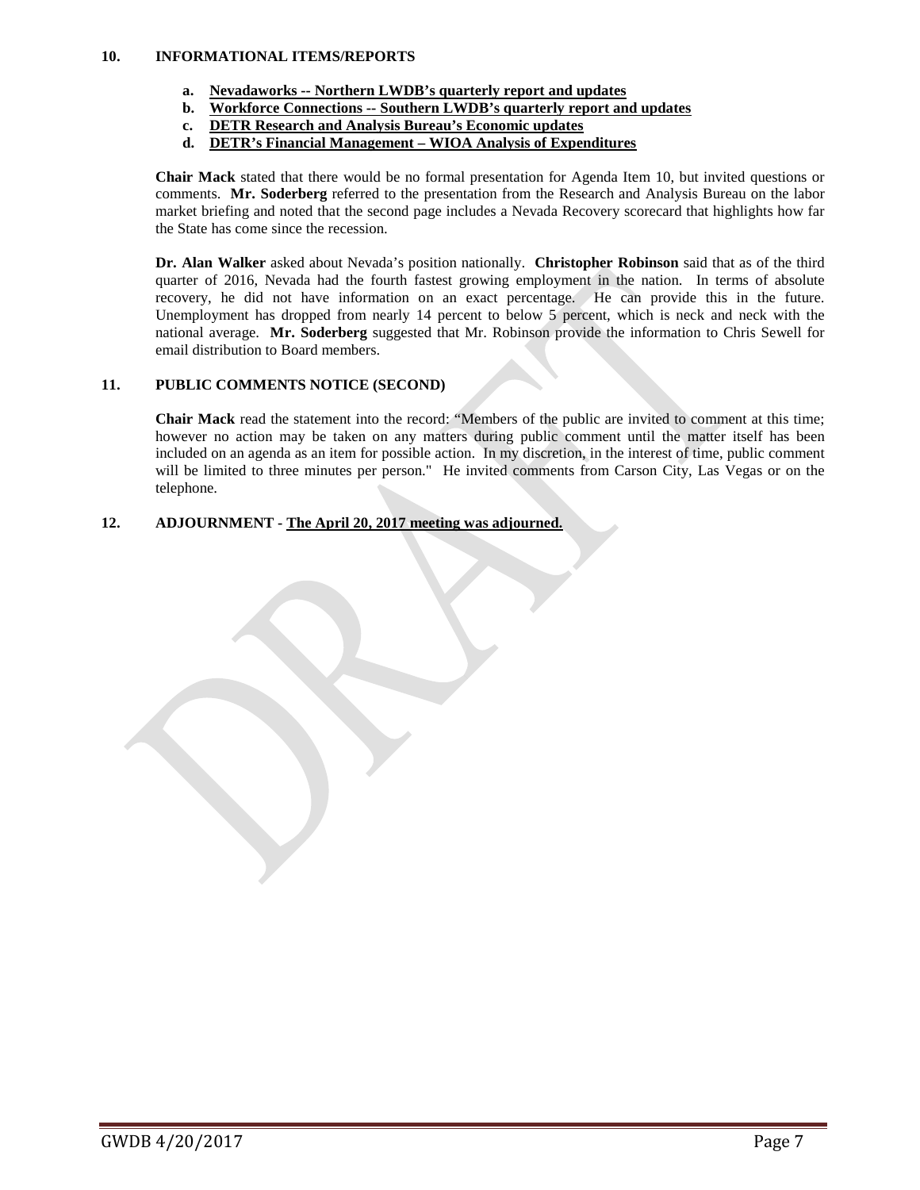**10. INFORMATIONAL ITEMS/REPORTS**

- **a. Nevadaworks -- Northern LWDB's quarterly report and updates**
- **b. Workforce Connections -- Southern LWDB's quarterly report and updates**
- **c. DETR Research and Analysis Bureau's Economic updates**
- **d. DETR's Financial Management – WIOA Analysis of Expenditures**

**Chair Mack** stated that there would be no formal presentation for Agenda Item 10, but invited questions or comments. **Mr. Soderberg** referred to the presentation from the Research and Analysis Bureau on the labor market briefing and noted that the second page includes a Nevada Recovery scorecard that highlights how far the State has come since the recession.

**Dr. Alan Walker** asked about Nevada's position nationally. **Christopher Robinson** said that as of the third quarter of 2016, Nevada had the fourth fastest growing employment in the nation. In terms of absolute recovery, he did not have information on an exact percentage. He can provide this in the future. Unemployment has dropped from nearly 14 percent to below 5 percent, which is neck and neck with the national average. **Mr. Soderberg** suggested that Mr. Robinson provide the information to Chris Sewell for email distribution to Board members.

**11. PUBLIC COMMENTS NOTICE (SECOND)**

**Chair Mack** read the statement into the record: "Members of the public are invited to comment at this time; however no action may be taken on any matters during public comment until the matter itself has been included on an agenda as an item for possible action. In my discretion, in the interest of time, public comment will be limited to three minutes per person." He invited comments from Carson City, Las Vegas or on the telephone.

**12. ADJOURNMENT - The April 20, 2017 meeting was adjourned.**